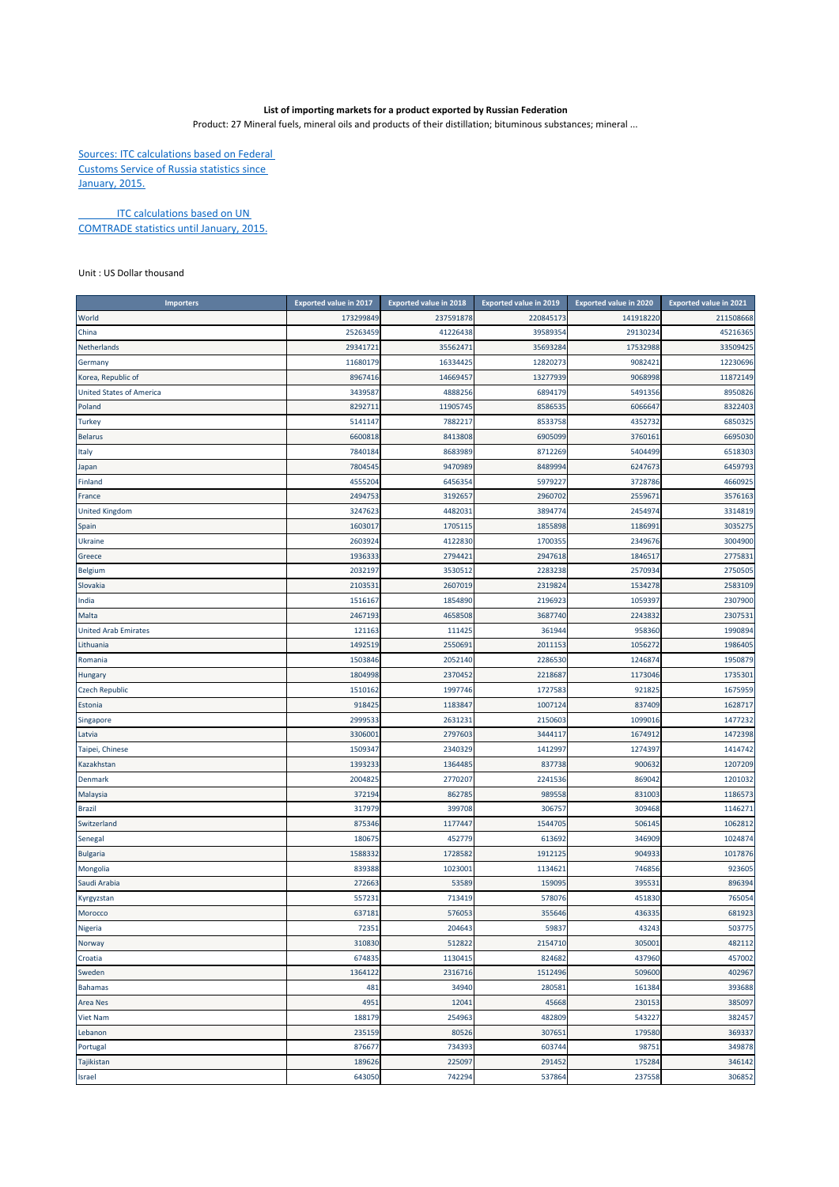**List of importing markets for a product exported by Russian Federation**

Product: 27 Mineral fuels, mineral oils and products of their distillation; bituminous substances; mineral ...

Sources: ITC calculations based on Federal Customs Service of Russia statistics since January, 2015.

ITC calculations based on UN COMTRADE statistics until January, 2015.

Unit : US Dollar thousand

| Importers | Exported value in 2017 | Exported value in 2018 | Exported value in 2019 | Exported value in 2020 | Exported value in 2021 |
|---|---|---|---|---|---|
| World | 173299849 | 237591878 | 220845173 | 141918220 | 211508668 |
| China | 25263459 | 41226438 | 39589354 | 29130234 | 45216365 |
| Netherlands | 29341721 | 35562471 | 35693284 | 17532988 | 33509425 |
| Germany | 11680179 | 16334425 | 12820273 | 9082421 | 12230696 |
| Korea, Republic of | 8967416 | 14669457 | 13277939 | 9068998 | 11872149 |
| United States of America | 3439587 | 4888256 | 6894179 | 5491356 | 8950826 |
| Poland | 8292711 | 11905745 | 8586535 | 6066647 | 8322403 |
| Turkey | 5141147 | 7882217 | 8533758 | 4352732 | 6850325 |
| Belarus | 6600818 | 8413808 | 6905099 | 3760161 | 6695030 |
| Italy | 7840184 | 8683989 | 8712269 | 5404499 | 6518303 |
| Japan | 7804545 | 9470989 | 8489994 | 6247673 | 6459793 |
| Finland | 4555204 | 6456354 | 5979227 | 3728786 | 4660925 |
| France | 2494753 | 3192657 | 2960702 | 2559671 | 3576163 |
| United Kingdom | 3247623 | 4482031 | 3894774 | 2454974 | 3314819 |
| Spain | 1603017 | 1705115 | 1855898 | 1186991 | 3035275 |
| Ukraine | 2603924 | 4122830 | 1700355 | 2349676 | 3004900 |
| Greece | 1936333 | 2794421 | 2947618 | 1846517 | 2775831 |
| Belgium | 2032197 | 3530512 | 2283238 | 2570934 | 2750505 |
| Slovakia | 2103531 | 2607019 | 2319824 | 1534278 | 2583109 |
| India | 1516167 | 1854890 | 2196923 | 1059397 | 2307900 |
| Malta | 2467193 | 4658508 | 3687740 | 2243832 | 2307531 |
| United Arab Emirates | 121163 | 111425 | 361944 | 958360 | 1990894 |
| Lithuania | 1492519 | 2550691 | 2011153 | 1056272 | 1986405 |
| Romania | 1503846 | 2052140 | 2286530 | 1246874 | 1950879 |
| Hungary | 1804998 | 2370452 | 2218687 | 1173046 | 1735301 |
| Czech Republic | 1510162 | 1997746 | 1727583 | 921825 | 1675959 |
| Estonia | 918425 | 1183847 | 1007124 | 837409 | 1628717 |
| Singapore | 2999533 | 2631231 | 2150603 | 1099016 | 1477232 |
| Latvia | 3306001 | 2797603 | 3444117 | 1674912 | 1472398 |
| Taipei, Chinese | 1509347 | 2340329 | 1412997 | 1274397 | 1414742 |
| Kazakhstan | 1393233 | 1364485 | 837738 | 900632 | 1207209 |
| Denmark | 2004825 | 2770207 | 2241536 | 869042 | 1201032 |
| Malaysia | 372194 | 862785 | 989558 | 831003 | 1186573 |
| Brazil | 317979 | 399708 | 306757 | 309468 | 1146271 |
| Switzerland | 875346 | 1177447 | 1544705 | 506145 | 1062812 |
| Senegal | 180675 | 452779 | 613692 | 346909 | 1024874 |
| Bulgaria | 1588332 | 1728582 | 1912125 | 904933 | 1017876 |
| Mongolia | 839388 | 1023001 | 1134621 | 746856 | 923605 |
| Saudi Arabia | 272663 | 53589 | 159095 | 395531 | 896394 |
| Kyrgyzstan | 557231 | 713419 | 578076 | 451830 | 765054 |
| Morocco | 637181 | 576053 | 355646 | 436335 | 681923 |
| Nigeria | 72351 | 204643 | 59837 | 43243 | 503775 |
| Norway | 310830 | 512822 | 2154710 | 305001 | 482112 |
| Croatia | 674835 | 1130415 | 824682 | 437960 | 457002 |
| Sweden | 1364122 | 2316716 | 1512496 | 509600 | 402967 |
| Bahamas | 481 | 34940 | 280581 | 161384 | 393688 |
| Area Nes | 4951 | 12041 | 45668 | 230153 | 385097 |
| Viet Nam | 188179 | 254963 | 482809 | 543227 | 382457 |
| Lebanon | 235159 | 80526 | 307651 | 179580 | 369337 |
| Portugal | 876677 | 734393 | 603744 | 98751 | 349878 |
| Tajikistan | 189626 | 225097 | 291452 | 175284 | 346142 |
| Israel | 643050 | 742294 | 537864 | 237558 | 306852 |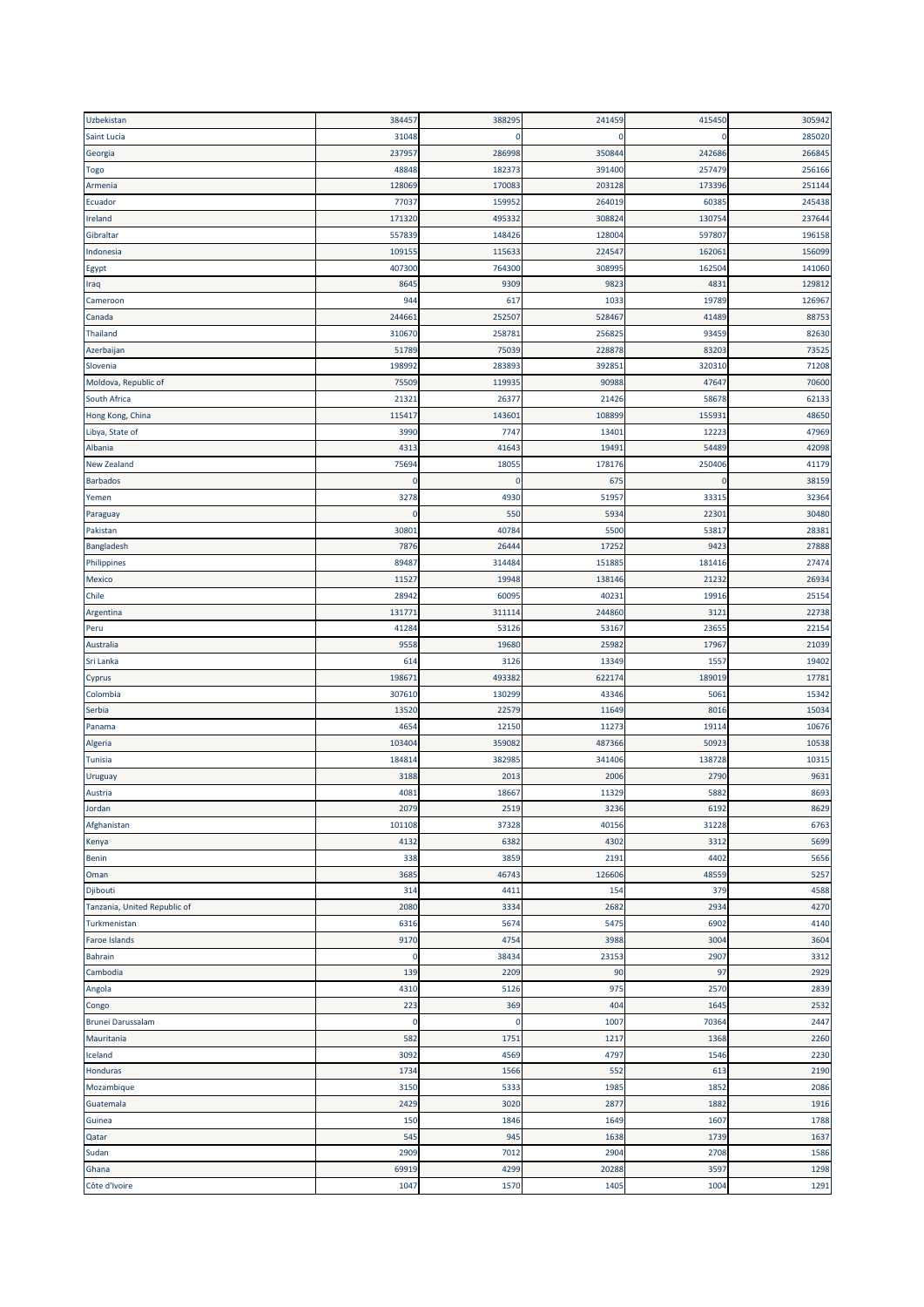| | | | | | |
|---|---|---|---|---|---|
| Uzbekistan | 384457 | 388295 | 241459 | 415450 | 305942 |
| Saint Lucia | 31048 | 0 | 0 | 0 | 285020 |
| Georgia | 237957 | 286998 | 350844 | 242686 | 266845 |
| Togo | 48848 | 182373 | 391400 | 257479 | 256166 |
| Armenia | 128069 | 170083 | 203128 | 173396 | 251144 |
| Ecuador | 77037 | 159952 | 264019 | 60385 | 245438 |
| Ireland | 171320 | 495332 | 308824 | 130754 | 237644 |
| Gibraltar | 557839 | 148426 | 128004 | 597807 | 196158 |
| Indonesia | 109155 | 115633 | 224547 | 162061 | 156099 |
| Egypt | 407300 | 764300 | 308995 | 162504 | 141060 |
| Iraq | 8645 | 9309 | 9823 | 4831 | 129812 |
| Cameroon | 944 | 617 | 1033 | 19789 | 126967 |
| Canada | 244661 | 252507 | 528467 | 41489 | 88753 |
| Thailand | 310670 | 258781 | 256825 | 93459 | 82630 |
| Azerbaijan | 51789 | 75039 | 228878 | 83203 | 73525 |
| Slovenia | 198992 | 283893 | 392851 | 320310 | 71208 |
| Moldova, Republic of | 75509 | 119935 | 90988 | 47647 | 70600 |
| South Africa | 21321 | 26377 | 21426 | 58678 | 62133 |
| Hong Kong, China | 115417 | 143601 | 108899 | 155931 | 48650 |
| Libya, State of | 3990 | 7747 | 13401 | 12223 | 47969 |
| Albania | 4313 | 41643 | 19491 | 54489 | 42098 |
| New Zealand | 75694 | 18055 | 178176 | 250406 | 41179 |
| Barbados | 0 | 0 | 675 | 0 | 38159 |
| Yemen | 3278 | 4930 | 51957 | 33315 | 32364 |
| Paraguay | 0 | 550 | 5934 | 22301 | 30480 |
| Pakistan | 30801 | 40784 | 5500 | 53817 | 28381 |
| Bangladesh | 7876 | 26444 | 17252 | 9423 | 27888 |
| Philippines | 89487 | 314484 | 151885 | 181416 | 27474 |
| Mexico | 11527 | 19948 | 138146 | 21232 | 26934 |
| Chile | 28942 | 60095 | 40231 | 19916 | 25154 |
| Argentina | 131771 | 311114 | 244860 | 3121 | 22738 |
| Peru | 41284 | 53126 | 53167 | 23655 | 22154 |
| Australia | 9558 | 19680 | 25982 | 17967 | 21039 |
| Sri Lanka | 614 | 3126 | 13349 | 1557 | 19402 |
| Cyprus | 198671 | 493382 | 622174 | 189019 | 17781 |
| Colombia | 307610 | 130299 | 43346 | 5061 | 15342 |
| Serbia | 13520 | 22579 | 11649 | 8016 | 15034 |
| Panama | 4654 | 12150 | 11273 | 19114 | 10676 |
| Algeria | 103404 | 359082 | 487366 | 50923 | 10538 |
| Tunisia | 184814 | 382985 | 341406 | 138728 | 10315 |
| Uruguay | 3188 | 2013 | 2006 | 2790 | 9631 |
| Austria | 4081 | 18667 | 11329 | 5882 | 8693 |
| Jordan | 2079 | 2519 | 3236 | 6192 | 8629 |
| Afghanistan | 101108 | 37328 | 40156 | 31228 | 6763 |
| Kenya | 4132 | 6382 | 4302 | 3312 | 5699 |
| Benin | 338 | 3859 | 2191 | 4402 | 5656 |
| Oman | 3685 | 46743 | 126606 | 48559 | 5257 |
| Djibouti | 314 | 4411 | 154 | 379 | 4588 |
| Tanzania, United Republic of | 2080 | 3334 | 2682 | 2934 | 4270 |
| Turkmenistan | 6316 | 5674 | 5475 | 6902 | 4140 |
| Faroe Islands | 9170 | 4754 | 3988 | 3004 | 3604 |
| Bahrain | 0 | 38434 | 23153 | 2907 | 3312 |
| Cambodia | 139 | 2209 | 90 | 97 | 2929 |
| Angola | 4310 | 5126 | 975 | 2570 | 2839 |
| Congo | 223 | 369 | 404 | 1645 | 2532 |
| Brunei Darussalam | 0 | 0 | 1007 | 70364 | 2447 |
| Mauritania | 582 | 1751 | 1217 | 1368 | 2260 |
| Iceland | 3092 | 4569 | 4797 | 1546 | 2230 |
| Honduras | 1734 | 1566 | 552 | 613 | 2190 |
| Mozambique | 3150 | 5333 | 1985 | 1852 | 2086 |
| Guatemala | 2429 | 3020 | 2877 | 1882 | 1916 |
| Guinea | 150 | 1846 | 1649 | 1607 | 1788 |
| Qatar | 545 | 945 | 1638 | 1739 | 1637 |
| Sudan | 2909 | 7012 | 2904 | 2708 | 1586 |
| Ghana | 69919 | 4299 | 20288 | 3597 | 1298 |
| Côte d'Ivoire | 1047 | 1570 | 1405 | 1004 | 1291 |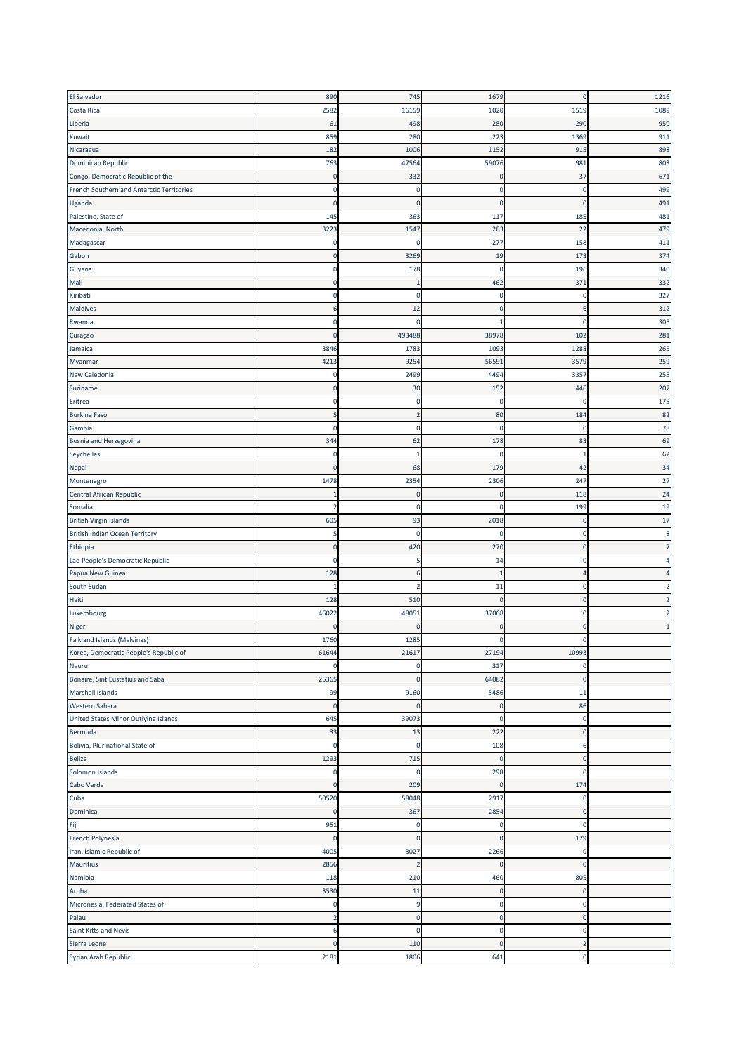| | | | | | |
|---|---|---|---|---|---|
| El Salvador | 890 | 745 | 1679 | 0 | 1216 |
| Costa Rica | 2582 | 16159 | 1020 | 1519 | 1089 |
| Liberia | 61 | 498 | 280 | 290 | 950 |
| Kuwait | 859 | 280 | 223 | 1369 | 911 |
| Nicaragua | 182 | 1006 | 1152 | 915 | 898 |
| Dominican Republic | 763 | 47564 | 59076 | 981 | 803 |
| Congo, Democratic Republic of the | 0 | 332 | 0 | 37 | 671 |
| French Southern and Antarctic Territories | 0 | 0 | 0 | 0 | 499 |
| Uganda | 0 | 0 | 0 | 0 | 491 |
| Palestine, State of | 145 | 363 | 117 | 185 | 481 |
| Macedonia, North | 3223 | 1547 | 283 | 22 | 479 |
| Madagascar | 0 | 0 | 277 | 158 | 411 |
| Gabon | 0 | 3269 | 19 | 173 | 374 |
| Guyana | 0 | 178 | 0 | 196 | 340 |
| Mali | 0 | 1 | 462 | 371 | 332 |
| Kiribati | 0 | 0 | 0 | 0 | 327 |
| Maldives | 6 | 12 | 0 | 6 | 312 |
| Rwanda | 0 | 0 | 1 | 0 | 305 |
| Curaçao | 0 | 493488 | 38978 | 102 | 281 |
| Jamaica | 3846 | 1783 | 1093 | 1288 | 265 |
| Myanmar | 4213 | 9254 | 56591 | 3579 | 259 |
| New Caledonia | 0 | 2499 | 4494 | 3357 | 255 |
| Suriname | 0 | 30 | 152 | 446 | 207 |
| Eritrea | 0 | 0 | 0 | 0 | 175 |
| Burkina Faso | 5 | 2 | 80 | 184 | 82 |
| Gambia | 0 | 0 | 0 | 0 | 78 |
| Bosnia and Herzegovina | 344 | 62 | 178 | 83 | 69 |
| Seychelles | 0 | 1 | 0 | 1 | 62 |
| Nepal | 0 | 68 | 179 | 42 | 34 |
| Montenegro | 1478 | 2354 | 2306 | 247 | 27 |
| Central African Republic | 1 | 0 | 0 | 118 | 24 |
| Somalia | 2 | 0 | 0 | 199 | 19 |
| British Virgin Islands | 605 | 93 | 2018 | 0 | 17 |
| British Indian Ocean Territory | 5 | 0 | 0 | 0 | 8 |
| Ethiopia | 0 | 420 | 270 | 0 | 7 |
| Lao People's Democratic Republic | 0 | 5 | 14 | 0 | 4 |
| Papua New Guinea | 128 | 6 | 1 | 4 | 4 |
| South Sudan | 1 | 2 | 11 | 0 | 2 |
| Haiti | 128 | 510 | 0 | 0 | 2 |
| Luxembourg | 46022 | 48051 | 37068 | 0 | 2 |
| Niger | 0 | 0 | 0 | 0 | 1 |
| Falkland Islands (Malvinas) | 1760 | 1285 | 0 | 0 | |
| Korea, Democratic People's Republic of | 61644 | 21617 | 27194 | 10993 | |
| Nauru | 0 | 0 | 317 | 0 | |
| Bonaire, Sint Eustatius and Saba | 25365 | 0 | 64082 | 0 | |
| Marshall Islands | 99 | 9160 | 5486 | 11 | |
| Western Sahara | 0 | 0 | 0 | 86 | |
| United States Minor Outlying Islands | 645 | 39073 | 0 | 0 | |
| Bermuda | 33 | 13 | 222 | 0 | |
| Bolivia, Plurinational State of | 0 | 0 | 108 | 6 | |
| Belize | 1293 | 715 | 0 | 0 | |
| Solomon Islands | 0 | 0 | 298 | 0 | |
| Cabo Verde | 0 | 209 | 0 | 174 | |
| Cuba | 50520 | 58048 | 2917 | 0 | |
| Dominica | 0 | 367 | 2854 | 0 | |
| Fiji | 951 | 0 | 0 | 0 | |
| French Polynesia | 0 | 0 | 0 | 179 | |
| Iran, Islamic Republic of | 4005 | 3027 | 2266 | 0 | |
| Mauritius | 2856 | 2 | 0 | 0 | |
| Namibia | 118 | 210 | 460 | 805 | |
| Aruba | 3530 | 11 | 0 | 0 | |
| Micronesia, Federated States of | 0 | 9 | 0 | 0 | |
| Palau | 2 | 0 | 0 | 0 | |
| Saint Kitts and Nevis | 6 | 0 | 0 | 0 | |
| Sierra Leone | 0 | 110 | 0 | 2 | |
| Syrian Arab Republic | 2181 | 1806 | 641 | 0 | |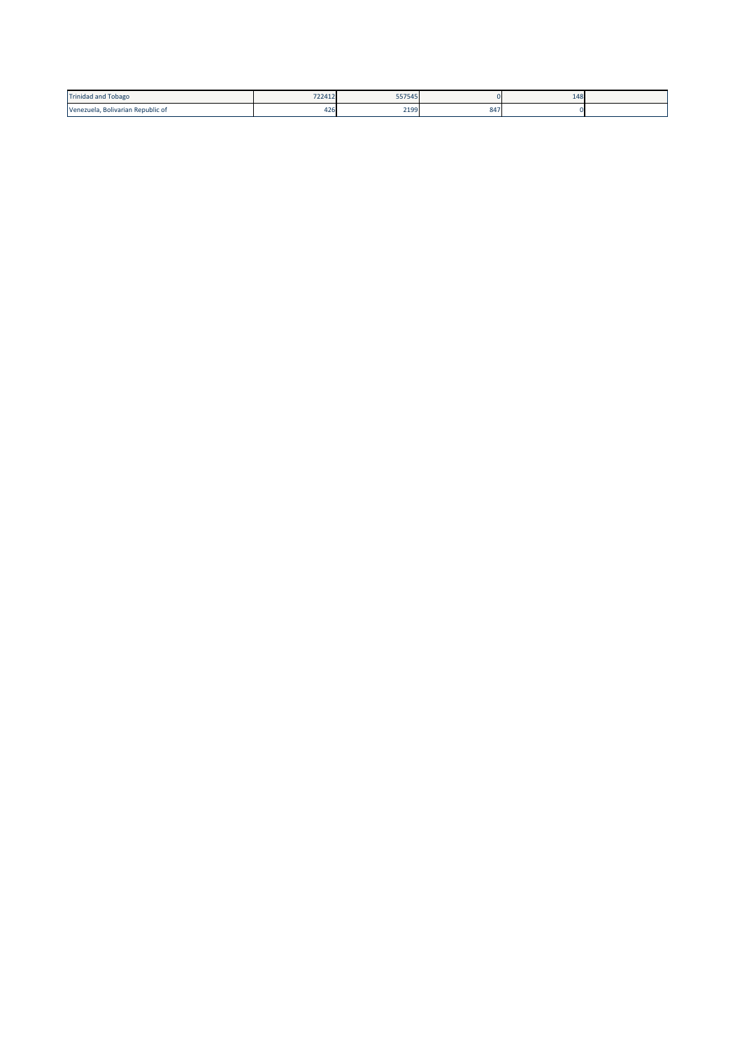| | | | | | |
|---|---|---|---|---|---|
| Trinidad and Tobago | 722412 | 557545 | 0 | 148 | |
| Venezuela, Bolivarian Republic of | 426 | 2199 | 847 | 0 | |